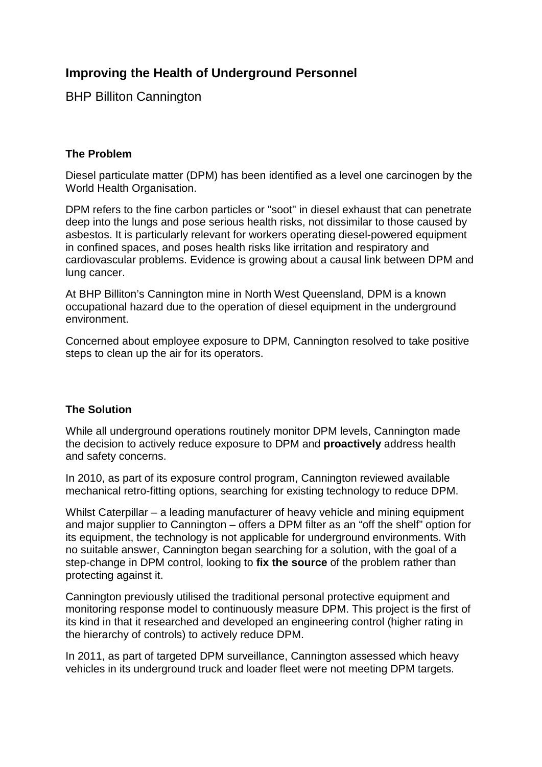# Improving the Health of Underground Personnel

BHP Billiton Cannington

### The Problem

Diesel particulate matter (DPM) has been identified as a level one carcinogen by the World Health Organisation.

DPM refers to the fine carbon particles or "soot" in diesel exhaust that can penetrate deep into the lungs and pose serious health risks, not dissimilar to those caused by asbestos. It is particularly relevant for workers operating diesel-powered equipment in confined spaces, and poses health risks like irritation and respiratory and cardiovascular problems. Evidence is growing about a causal link between DPM and lung cancer.

At BHP Billiton's Cannington mine in North West Queensland, DPM is a known occupational hazard due to the operation of diesel equipment in the underground environment.

Concerned about employee exposure to DPM, Cannington resolved to take positive steps to clean up the air for its operators.

### The Solution

While all underground operations routinely monitor DPM levels, Cannington made the decision to actively reduce exposure to DPM and **proactively** address health and safety concerns.

In 2010, as part of its exposure control program, Cannington reviewed available mechanical retro-fitting options, searching for existing technology to reduce DPM.

Whilst Caterpillar – a leading manufacturer of heavy vehicle and mining equipment and major supplier to Cannington – offers a DPM filter as an "off the shelf" option for its equipment, the technology is not applicable for underground environments. With no suitable answer, Cannington began searching for a solution, with the goal of a step-change in DPM control, looking to **fix the source** of the problem rather than protecting against it.

Cannington previously utilised the traditional personal protective equipment and monitoring response model to continuously measure DPM. This project is the first of its kind in that it researched and developed an engineering control (higher rating in the hierarchy of controls) to actively reduce DPM.

In 2011, as part of targeted DPM surveillance, Cannington assessed which heavy vehicles in its underground truck and loader fleet were not meeting DPM targets.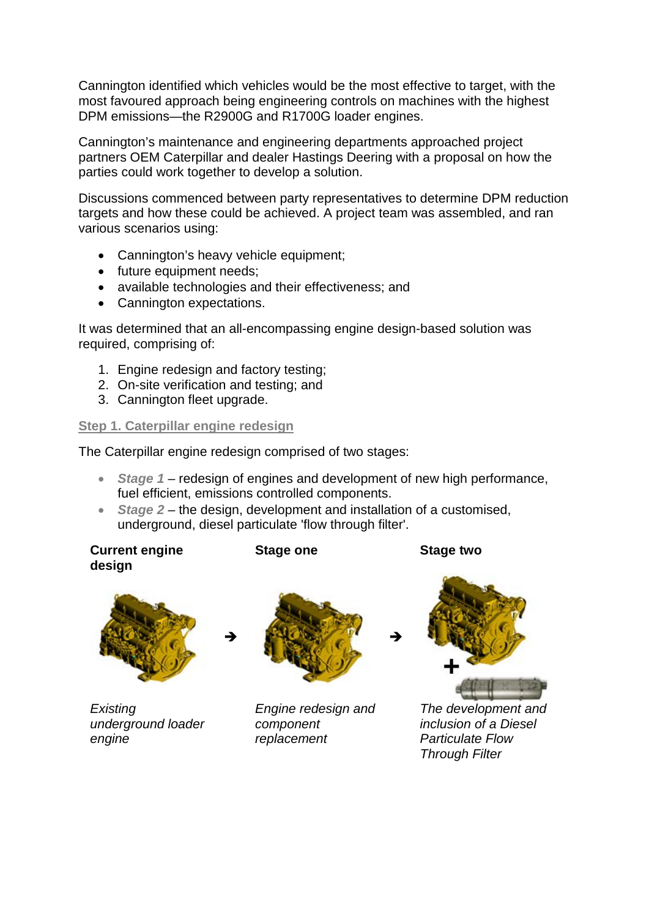Cannington identified which vehicles would be the most effective to target, with the most favoured approach being engineering controls on machines with the highest DPM emissions—the R2900G and R1700G loader engines.

Cannington's maintenance and engineering departments approached project partners OEM Caterpillar and dealer Hastings Deering with a proposal on how the parties could work together to develop a solution.

Discussions commenced between party representatives to determine DPM reduction targets and how these could be achieved. A project team was assembled, and ran various scenarios using:

- Cannington's heavy vehicle equipment;
- future equipment needs;
- available technologies and their effectiveness; and
- Cannington expectations.

It was determined that an all-encompassing engine design-based solution was required, comprising of:

1. Engine redesign and factory testing;
2. On-site verification and testing; and
3. Cannington fleet upgrade.

## Step 1. Caterpillar engine redesign

The Caterpillar engine redesign comprised of two stages:

- ***Stage 1*** – redesign of engines and development of new high performance, fuel efficient, emissions controlled components.
- ***Stage 2*** – the design, development and installation of a customised, underground, diesel particulate 'flow through filter'.

| **Current engine design** | | **Stage one** | | **Stage two** |
|---|---|---|---|---|
| *Existing underground loader engine* | → | *Engine redesign and component replacement* | → | + *The development and inclusion of a Diesel Particulate Flow Through Filter* |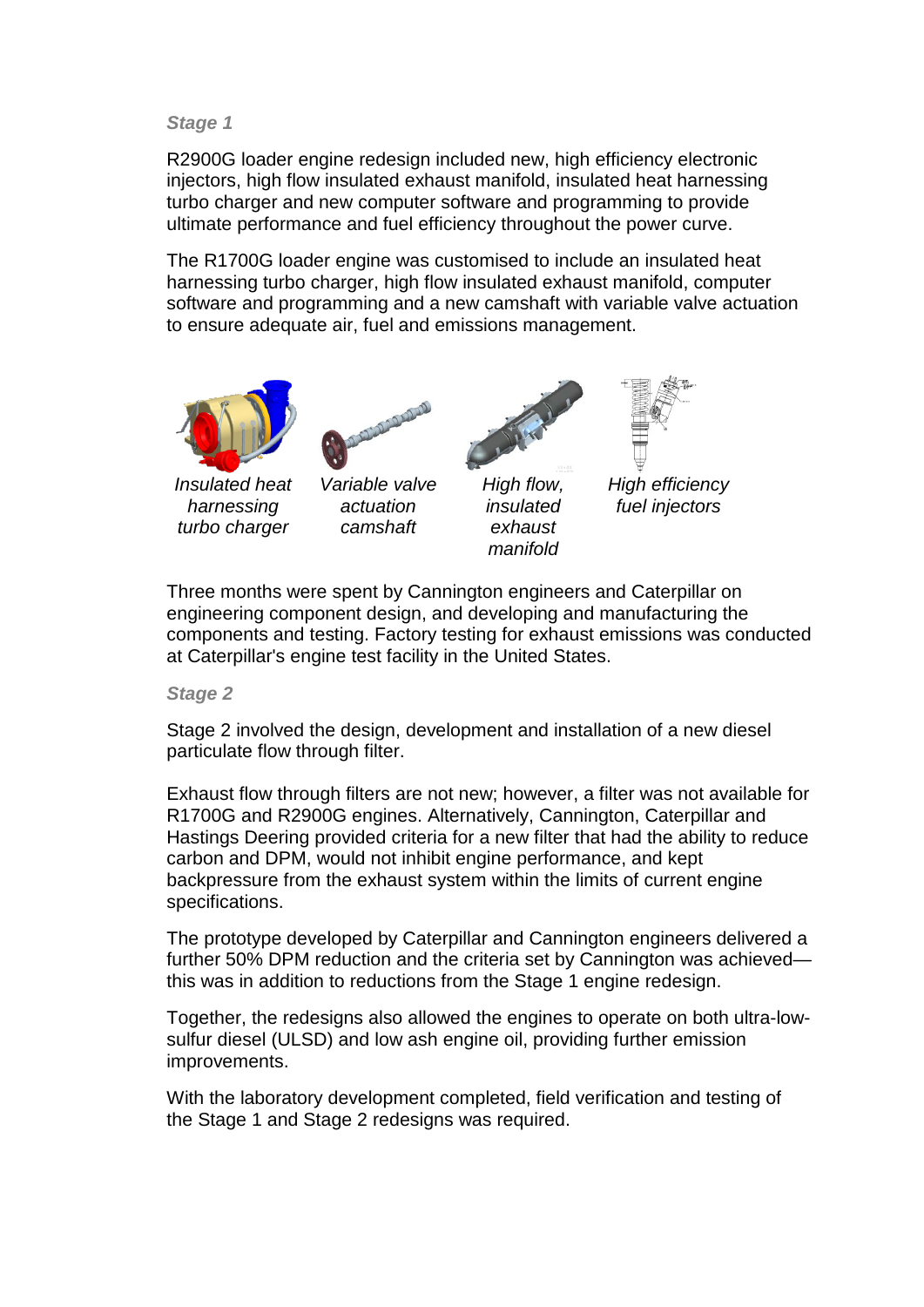*Stage 1*

R2900G loader engine redesign included new, high efficiency electronic injectors, high flow insulated exhaust manifold, insulated heat harnessing turbo charger and new computer software and programming to provide ultimate performance and fuel efficiency throughout the power curve.

The R1700G loader engine was customised to include an insulated heat harnessing turbo charger, high flow insulated exhaust manifold, computer software and programming and a new camshaft with variable valve actuation to ensure adequate air, fuel and emissions management.

*Insulated heat harnessing turbo charger*

*Variable valve actuation camshaft*

*High flow, insulated exhaust manifold*

*High efficiency fuel injectors*

Three months were spent by Cannington engineers and Caterpillar on engineering component design, and developing and manufacturing the components and testing. Factory testing for exhaust emissions was conducted at Caterpillar's engine test facility in the United States.

*Stage 2*

Stage 2 involved the design, development and installation of a new diesel particulate flow through filter.

Exhaust flow through filters are not new; however, a filter was not available for R1700G and R2900G engines. Alternatively, Cannington, Caterpillar and Hastings Deering provided criteria for a new filter that had the ability to reduce carbon and DPM, would not inhibit engine performance, and kept backpressure from the exhaust system within the limits of current engine specifications.

The prototype developed by Caterpillar and Cannington engineers delivered a further 50% DPM reduction and the criteria set by Cannington was achieved—this was in addition to reductions from the Stage 1 engine redesign.

Together, the redesigns also allowed the engines to operate on both ultra-low-sulfur diesel (ULSD) and low ash engine oil, providing further emission improvements.

With the laboratory development completed, field verification and testing of the Stage 1 and Stage 2 redesigns was required.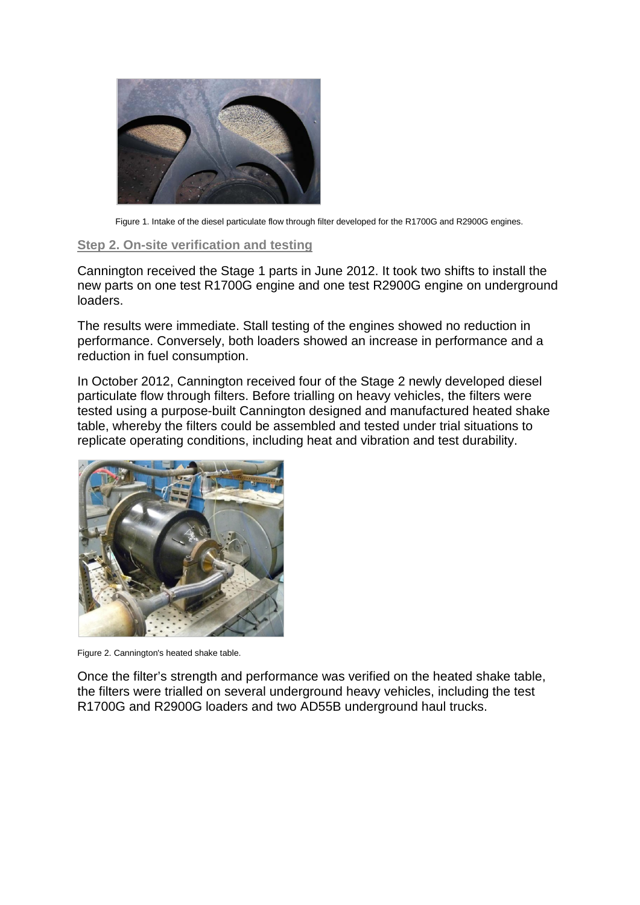Figure 1. Intake of the diesel particulate flow through filter developed for the R1700G and R2900G engines.

## Step 2. On-site verification and testing

Cannington received the Stage 1 parts in June 2012. It took two shifts to install the new parts on one test R1700G engine and one test R2900G engine on underground loaders.

The results were immediate. Stall testing of the engines showed no reduction in performance. Conversely, both loaders showed an increase in performance and a reduction in fuel consumption.

In October 2012, Cannington received four of the Stage 2 newly developed diesel particulate flow through filters. Before trialling on heavy vehicles, the filters were tested using a purpose-built Cannington designed and manufactured heated shake table, whereby the filters could be assembled and tested under trial situations to replicate operating conditions, including heat and vibration and test durability.

Figure 2. Cannington's heated shake table.

Once the filter's strength and performance was verified on the heated shake table, the filters were trialled on several underground heavy vehicles, including the test R1700G and R2900G loaders and two AD55B underground haul trucks.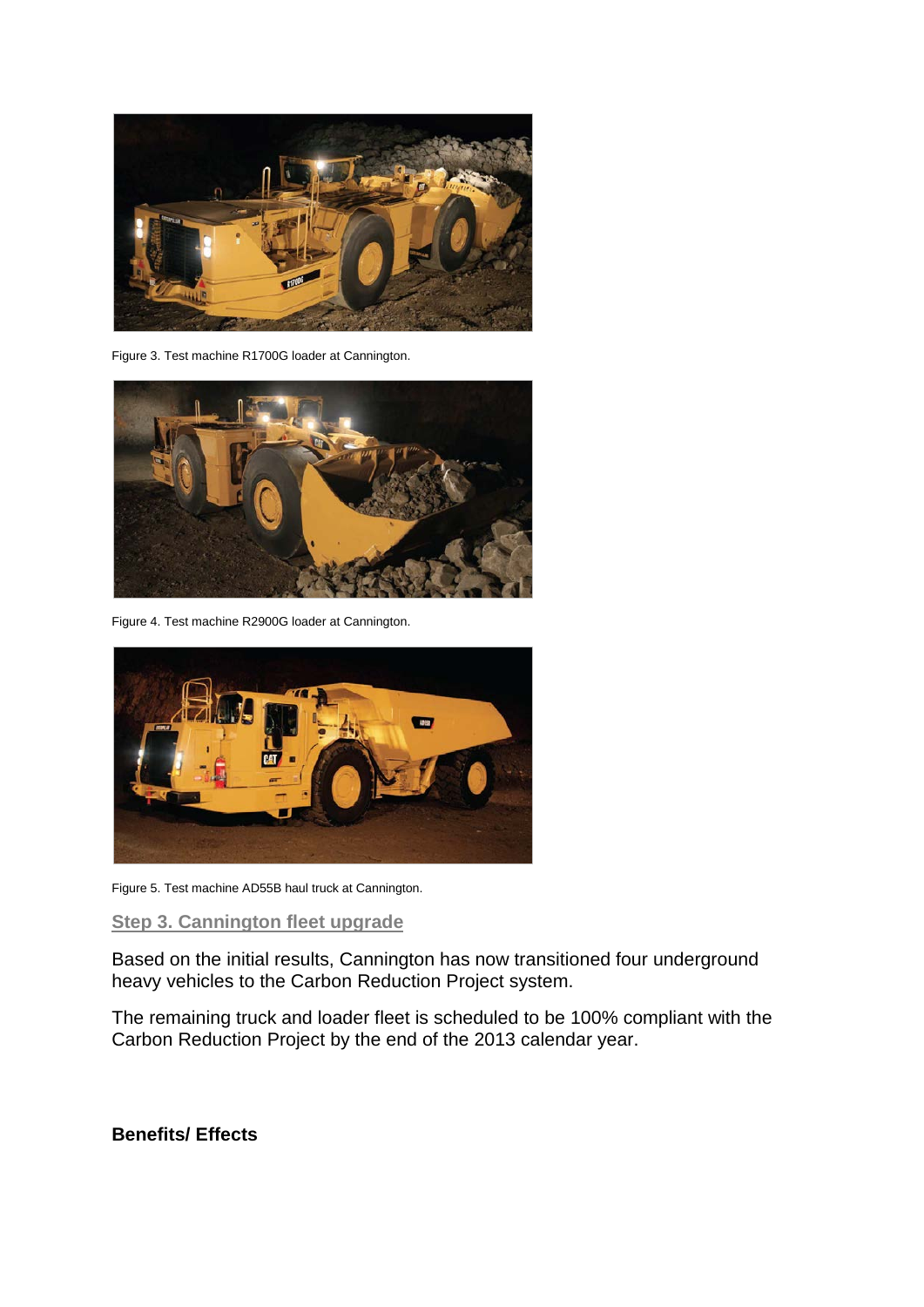Figure 3. Test machine R1700G loader at Cannington.

Figure 4. Test machine R2900G loader at Cannington.

Figure 5. Test machine AD55B haul truck at Cannington.

### Step 3. Cannington fleet upgrade

Based on the initial results, Cannington has now transitioned four underground heavy vehicles to the Carbon Reduction Project system.

The remaining truck and loader fleet is scheduled to be 100% compliant with the Carbon Reduction Project by the end of the 2013 calendar year.

## Benefits/ Effects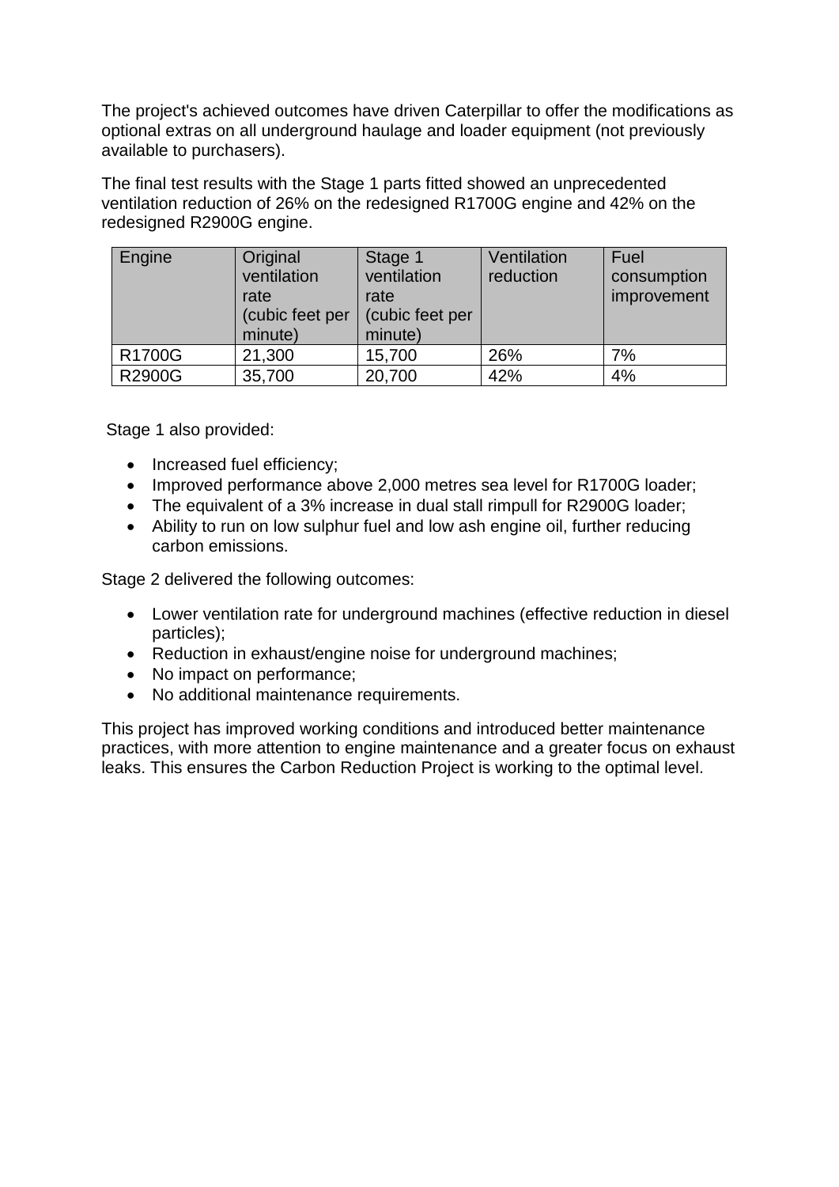The project's achieved outcomes have driven Caterpillar to offer the modifications as optional extras on all underground haulage and loader equipment (not previously available to purchasers).

The final test results with the Stage 1 parts fitted showed an unprecedented ventilation reduction of 26% on the redesigned R1700G engine and 42% on the redesigned R2900G engine.

| Engine | Original ventilation rate (cubic feet per minute) | Stage 1 ventilation rate (cubic feet per minute) | Ventilation reduction | Fuel consumption improvement |
|---|---|---|---|---|
| R1700G | 21,300 | 15,700 | 26% | 7% |
| R2900G | 35,700 | 20,700 | 42% | 4% |

Stage 1 also provided:

- Increased fuel efficiency;
- Improved performance above 2,000 metres sea level for R1700G loader;
- The equivalent of a 3% increase in dual stall rimpull for R2900G loader;
- Ability to run on low sulphur fuel and low ash engine oil, further reducing carbon emissions.

Stage 2 delivered the following outcomes:

- Lower ventilation rate for underground machines (effective reduction in diesel particles);
- Reduction in exhaust/engine noise for underground machines;
- No impact on performance;
- No additional maintenance requirements.

This project has improved working conditions and introduced better maintenance practices, with more attention to engine maintenance and a greater focus on exhaust leaks. This ensures the Carbon Reduction Project is working to the optimal level.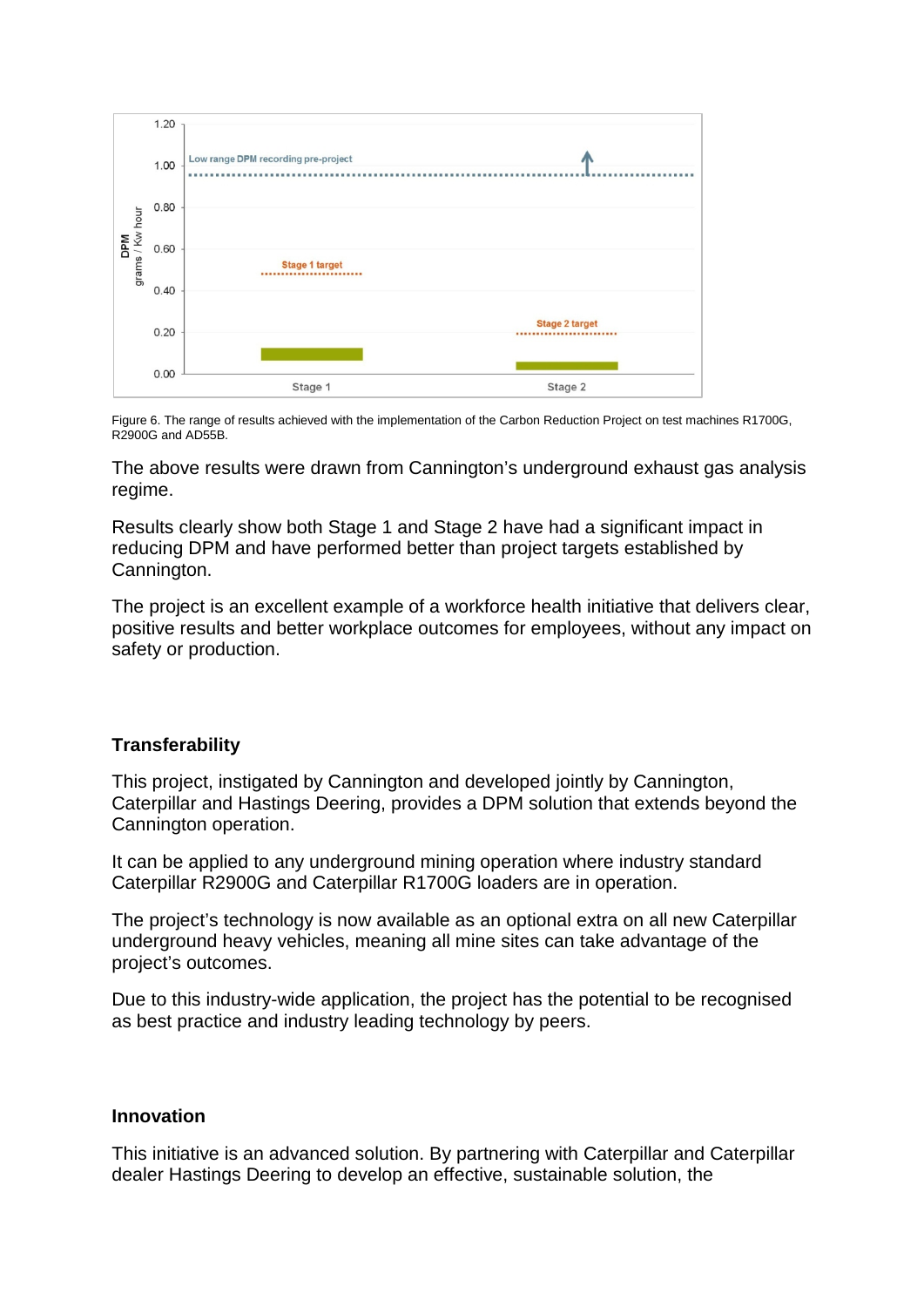Figure 6. The range of results achieved with the implementation of the Carbon Reduction Project on test machines R1700G, R2900G and AD55B.

The above results were drawn from Cannington's underground exhaust gas analysis regime.

Results clearly show both Stage 1 and Stage 2 have had a significant impact in reducing DPM and have performed better than project targets established by Cannington.

The project is an excellent example of a workforce health initiative that delivers clear, positive results and better workplace outcomes for employees, without any impact on safety or production.

### Transferability

This project, instigated by Cannington and developed jointly by Cannington, Caterpillar and Hastings Deering, provides a DPM solution that extends beyond the Cannington operation.

It can be applied to any underground mining operation where industry standard Caterpillar R2900G and Caterpillar R1700G loaders are in operation.

The project's technology is now available as an optional extra on all new Caterpillar underground heavy vehicles, meaning all mine sites can take advantage of the project's outcomes.

Due to this industry-wide application, the project has the potential to be recognised as best practice and industry leading technology by peers.

### Innovation

This initiative is an advanced solution. By partnering with Caterpillar and Caterpillar dealer Hastings Deering to develop an effective, sustainable solution, the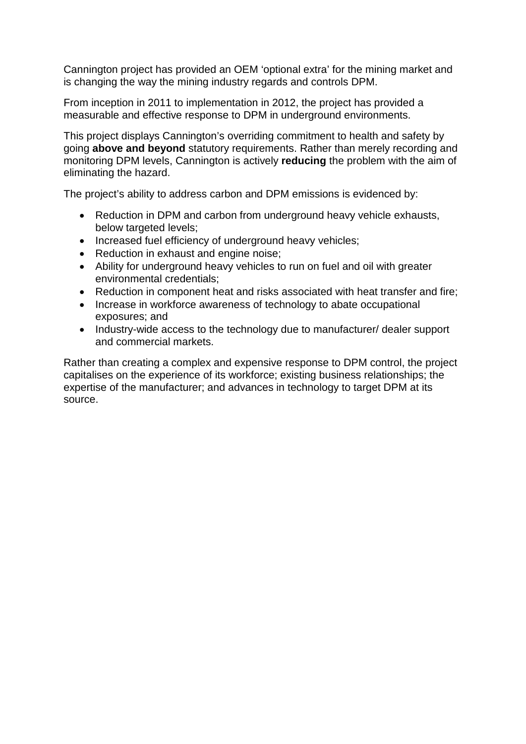Cannington project has provided an OEM 'optional extra' for the mining market and is changing the way the mining industry regards and controls DPM.

From inception in 2011 to implementation in 2012, the project has provided a measurable and effective response to DPM in underground environments.

This project displays Cannington's overriding commitment to health and safety by going **above and beyond** statutory requirements. Rather than merely recording and monitoring DPM levels, Cannington is actively **reducing** the problem with the aim of eliminating the hazard.

The project's ability to address carbon and DPM emissions is evidenced by:

- Reduction in DPM and carbon from underground heavy vehicle exhausts, below targeted levels;
- Increased fuel efficiency of underground heavy vehicles;
- Reduction in exhaust and engine noise;
- Ability for underground heavy vehicles to run on fuel and oil with greater environmental credentials;
- Reduction in component heat and risks associated with heat transfer and fire;
- Increase in workforce awareness of technology to abate occupational exposures; and
- Industry-wide access to the technology due to manufacturer/ dealer support and commercial markets.

Rather than creating a complex and expensive response to DPM control, the project capitalises on the experience of its workforce; existing business relationships; the expertise of the manufacturer; and advances in technology to target DPM at its source.